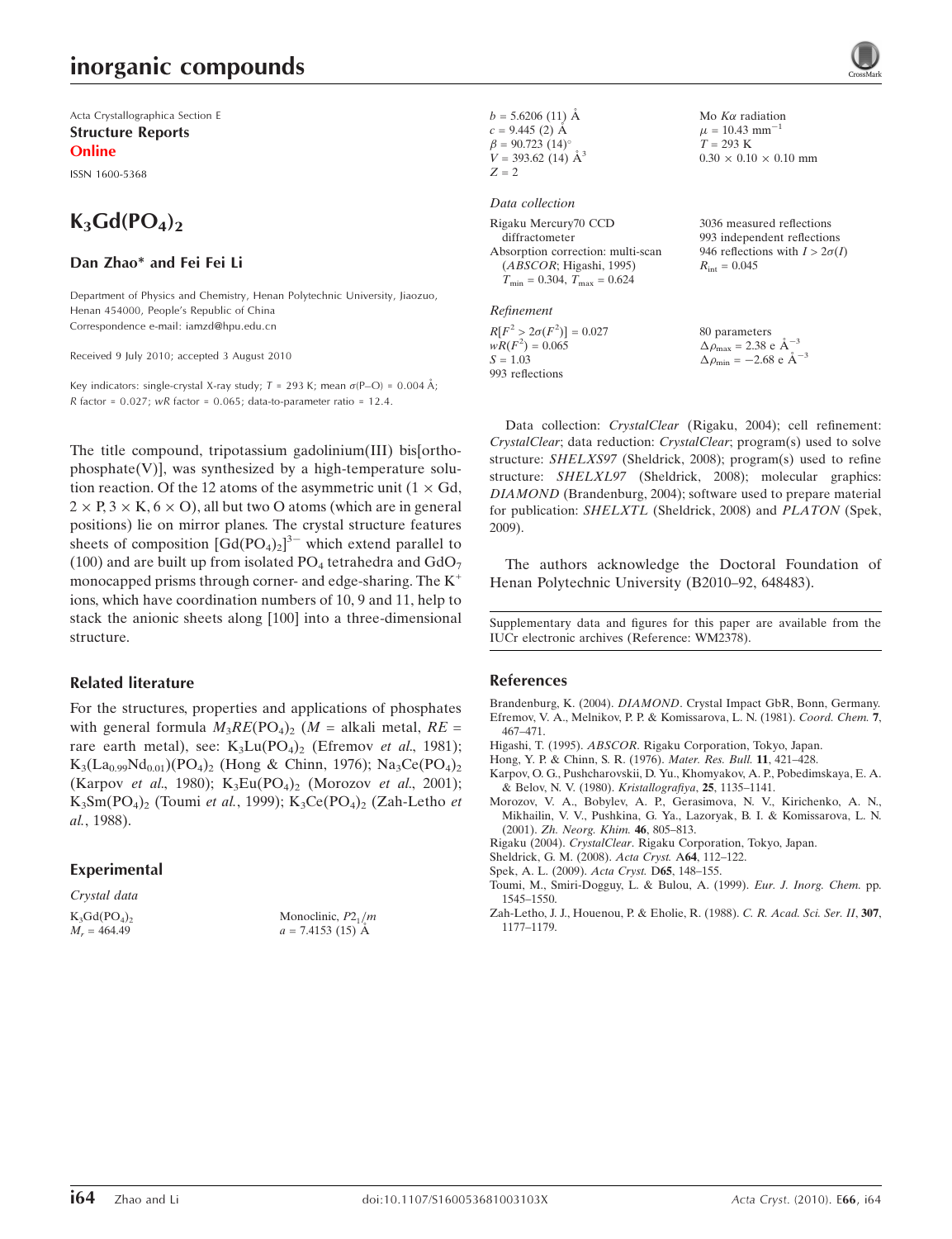Acta Crystallographica Section E
**Structure Reports Online**

ISSN 1600-5368

# $K_3Gd(PO_4)_2$

**Dan Zhao* and Fei Fei Li**

Department of Physics and Chemistry, Henan Polytechnic University, Jiaozuo, Henan 454000, People's Republic of China
Correspondence e-mail: iamzd@hpu.edu.cn

Received 9 July 2010; accepted 3 August 2010

Key indicators: single-crystal X-ray study; $T$ = 293 K; mean $\sigma$(P–O) = 0.004 Å; $R$ factor = 0.027; $wR$ factor = 0.065; data-to-parameter ratio = 12.4.

The title compound, tripotassium gadolinium(III) bis[orthophosphate(V)], was synthesized by a high-temperature solution reaction. Of the 12 atoms of the asymmetric unit (1 × Gd, 2 × P, 3 × K, 6 × O), all but two O atoms (which are in general positions) lie on mirror planes. The crystal structure features sheets of composition $[Gd(PO_4)_2]^{3-}$ which extend parallel to (100) and are built up from isolated $PO_4$ tetrahedra and $GdO_7$ monocapped prisms through corner- and edge-sharing. The $K^+$ ions, which have coordination numbers of 10, 9 and 11, help to stack the anionic sheets along [100] into a three-dimensional structure.

## Related literature

For the structures, properties and applications of phosphates with general formula $M_3RE(PO_4)_2$ ($M$ = alkali metal, $RE$ = rare earth metal), see: $K_3Lu(PO_4)_2$ (Efremov *et al.*, 1981); $K_3(La_{0.99}Nd_{0.01})(PO_4)_2$ (Hong & Chinn, 1976); $Na_3Ce(PO_4)_2$ (Karpov *et al.*, 1980); $K_3Eu(PO_4)_2$ (Morozov *et al.*, 2001); $K_3Sm(PO_4)_2$ (Toumi *et al.*, 1999); $K_3Ce(PO_4)_2$ (Zah-Letho *et al.*, 1988).

## Experimental

*Crystal data*

$K_3Gd(PO_4)_2$
$M_r$ = 464.49
Monoclinic, $P2_1/m$
$a$ = 7.4153 (15) Å
$b$ = 5.6206 (11) Å
$c$ = 9.445 (2) Å
$\beta$ = 90.723 (14)°
$V$ = 393.62 (14) Å$^3$
$Z$ = 2
Mo $K\alpha$ radiation
$\mu$ = 10.43 mm$^{-1}$
$T$ = 293 K
0.30 × 0.10 × 0.10 mm

*Data collection*

Rigaku Mercury70 CCD diffractometer
Absorption correction: multi-scan (*ABSCOR*; Higashi, 1995)
$T_{min}$ = 0.304, $T_{max}$ = 0.624
3036 measured reflections
993 independent reflections
946 reflections with $I > 2\sigma(I)$
$R_{int}$ = 0.045

*Refinement*

$R[F^2 > 2\sigma(F^2)]$ = 0.027
$wR(F^2)$ = 0.065
$S$ = 1.03
993 reflections
80 parameters
$\Delta\rho_{max}$ = 2.38 e Å$^{-3}$
$\Delta\rho_{min}$ = −2.68 e Å$^{-3}$

Data collection: *CrystalClear* (Rigaku, 2004); cell refinement: *CrystalClear*; data reduction: *CrystalClear*; program(s) used to solve structure: *SHELXS97* (Sheldrick, 2008); program(s) used to refine structure: *SHELXL97* (Sheldrick, 2008); molecular graphics: *DIAMOND* (Brandenburg, 2004); software used to prepare material for publication: *SHELXTL* (Sheldrick, 2008) and *PLATON* (Spek, 2009).

The authors acknowledge the Doctoral Foundation of Henan Polytechnic University (B2010–92, 648483).

Supplementary data and figures for this paper are available from the IUCr electronic archives (Reference: WM2378).

## References

Brandenburg, K. (2004). *DIAMOND*. Crystal Impact GbR, Bonn, Germany.
Efremov, V. A., Melnikov, P. P. & Komissarova, L. N. (1981). *Coord. Chem.* **7**, 467–471.
Higashi, T. (1995). *ABSCOR*. Rigaku Corporation, Tokyo, Japan.
Hong, Y. P. & Chinn, S. R. (1976). *Mater. Res. Bull.* **11**, 421–428.
Karpov, O. G., Pushcharovskii, D. Yu., Khomyakov, A. P., Pobedimskaya, E. A. & Belov, N. V. (1980). *Kristallografiya*, **25**, 1135–1141.
Morozov, V. A., Bobylev, A. P., Gerasimova, N. V., Kirichenko, A. N., Mikhailin, V. V., Pushkina, G. Ya., Lazoryak, B. I. & Komissarova, L. N. (2001). *Zh. Neorg. Khim.* **46**, 805–813.
Rigaku (2004). *CrystalClear*. Rigaku Corporation, Tokyo, Japan.
Sheldrick, G. M. (2008). *Acta Cryst.* A**64**, 112–122.
Spek, A. L. (2009). *Acta Cryst.* D**65**, 148–155.
Toumi, M., Smiri-Dogguy, L. & Bulou, A. (1999). *Eur. J. Inorg. Chem.* pp. 1545–1550.
Zah-Letho, J. J., Houenou, P. & Eholie, R. (1988). *C. R. Acad. Sci. Ser. II*, **307**, 1177–1179.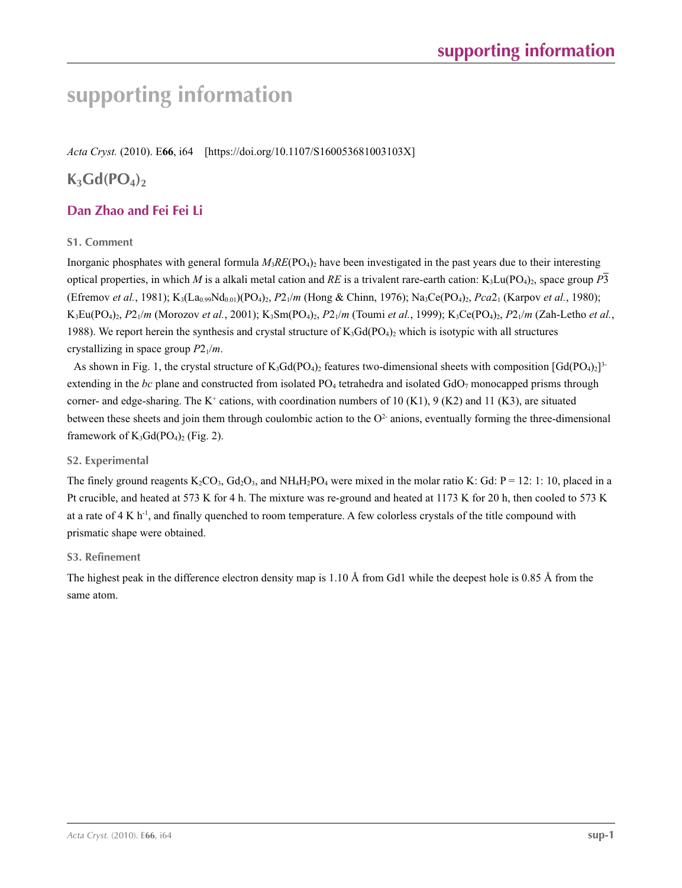# supporting information

*Acta Cryst.* (2010). E**66**, i64 [https://doi.org/10.1107/S160053681003103X]

## $K_3Gd(PO_4)_2$

## Dan Zhao and Fei Fei Li

### S1. Comment

Inorganic phosphates with general formula $M_3RE(PO_4)_2$ have been investigated in the past years due to their interesting optical properties, in which $M$ is a alkali metal cation and $RE$ is a trivalent rare-earth cation: $K_3Lu(PO_4)_2$, space group $P\overline{3}$ (Efremov *et al.*, 1981); $K_3(La_{0.99}Nd_{0.01})(PO_4)_2$, $P2_1/m$ (Hong & Chinn, 1976); $Na_3Ce(PO_4)_2$, $Pca2_1$ (Karpov *et al.*, 1980); $K_3Eu(PO_4)_2$, $P2_1/m$ (Morozov *et al.*, 2001); $K_3Sm(PO_4)_2$, $P2_1/m$ (Toumi *et al.*, 1999); $K_3Ce(PO_4)_2$, $P2_1/m$ (Zah-Letho *et al.*, 1988). We report herein the synthesis and crystal structure of $K_3Gd(PO_4)_2$ which is isotypic with all structures crystallizing in space group $P2_1/m$.

As shown in Fig. 1, the crystal structure of $K_3Gd(PO_4)_2$ features two-dimensional sheets with composition $[Gd(PO_4)_2]^{3-}$ extending in the *bc* plane and constructed from isolated $PO_4$ tetrahedra and isolated $GdO_7$ monocapped prisms through corner- and edge-sharing. The $K^+$ cations, with coordination numbers of 10 (K1), 9 (K2) and 11 (K3), are situated between these sheets and join them through coulombic action to the $O^{2-}$ anions, eventually forming the three-dimensional framework of $K_3Gd(PO_4)_2$ (Fig. 2).

### S2. Experimental

The finely ground reagents $K_2CO_3$, $Gd_2O_3$, and $NH_4H_2PO_4$ were mixed in the molar ratio K: Gd: P = 12: 1: 10, placed in a Pt crucible, and heated at 573 K for 4 h. The mixture was re-ground and heated at 1173 K for 20 h, then cooled to 573 K at a rate of 4 K $h^{-1}$, and finally quenched to room temperature. A few colorless crystals of the title compound with prismatic shape were obtained.

### S3. Refinement

The highest peak in the difference electron density map is 1.10 Å from Gd1 while the deepest hole is 0.85 Å from the same atom.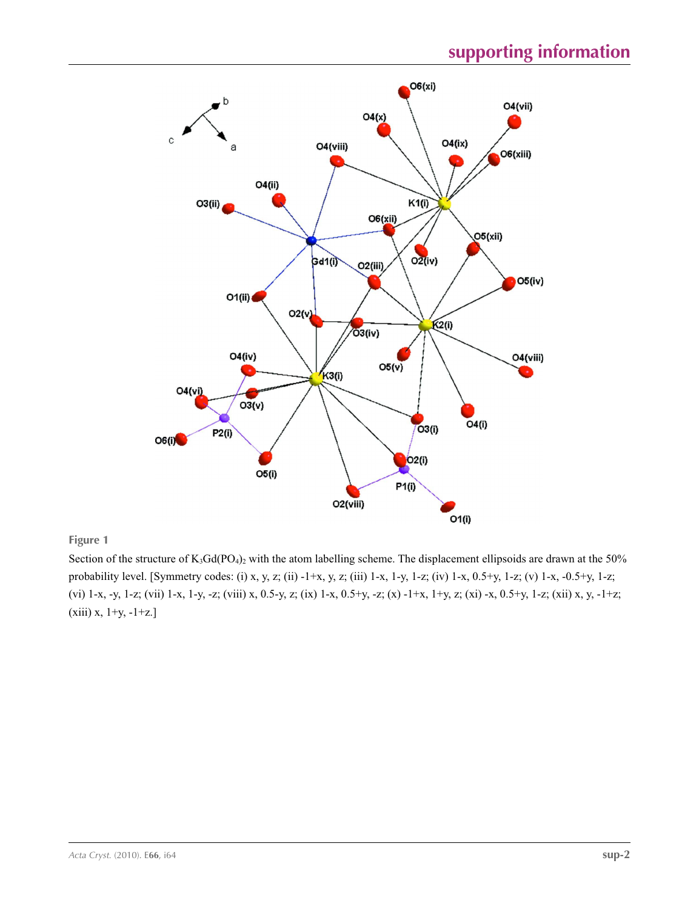**Figure 1**

Section of the structure of $K_3Gd(PO_4)_2$ with the atom labelling scheme. The displacement ellipsoids are drawn at the 50% probability level. [Symmetry codes: (i) x, y, z; (ii) -1+x, y, z; (iii) 1-x, 1-y, 1-z; (iv) 1-x, 0.5+y, 1-z; (v) 1-x, -0.5+y, 1-z; (vi) 1-x, -y, 1-z; (vii) 1-x, 1-y, -z; (viii) x, 0.5-y, z; (ix) 1-x, 0.5+y, -z; (x) -1+x, 1+y, z; (xi) -x, 0.5+y, 1-z; (xii) x, y, -1+z; (xiii) x, 1+y, -1+z.]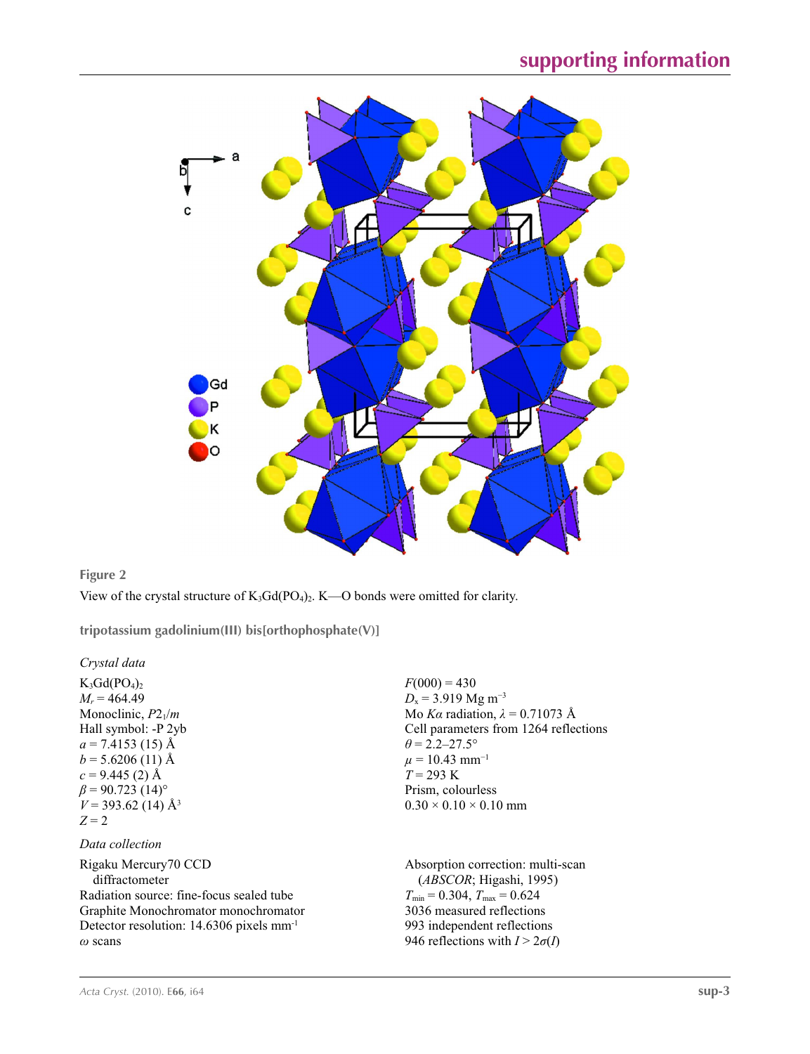**Figure 2**

View of the crystal structure of $K_3Gd(PO_4)_2$. K—O bonds were omitted for clarity.

## tripotassium gadolinium(III) bis[orthophosphate(V)]

### *Crystal data*

$K_3Gd(PO_4)_2$
$M_r = 464.49$
Monoclinic, $P2_1/m$
Hall symbol: -P 2yb
$a = 7.4153$ (15) Å
$b = 5.6206$ (11) Å
$c = 9.445$ (2) Å
$\beta = 90.723$ (14)°
$V = 393.62$ (14) Å$^3$
$Z = 2$
$F(000) = 430$
$D_x = 3.919$ Mg m$^{-3}$
Mo $K\alpha$ radiation, $\lambda = 0.71073$ Å
Cell parameters from 1264 reflections
$\theta = 2.2$–27.5°
$\mu = 10.43$ mm$^{-1}$
$T = 293$ K
Prism, colourless
0.30 × 0.10 × 0.10 mm

### *Data collection*

Rigaku Mercury70 CCD diffractometer
Radiation source: fine-focus sealed tube
Graphite Monochromator monochromator
Detector resolution: 14.6306 pixels mm$^{-1}$
$\omega$ scans
Absorption correction: multi-scan (*ABSCOR*; Higashi, 1995)
$T_{min} = 0.304$, $T_{max} = 0.624$
3036 measured reflections
993 independent reflections
946 reflections with $I > 2\sigma(I)$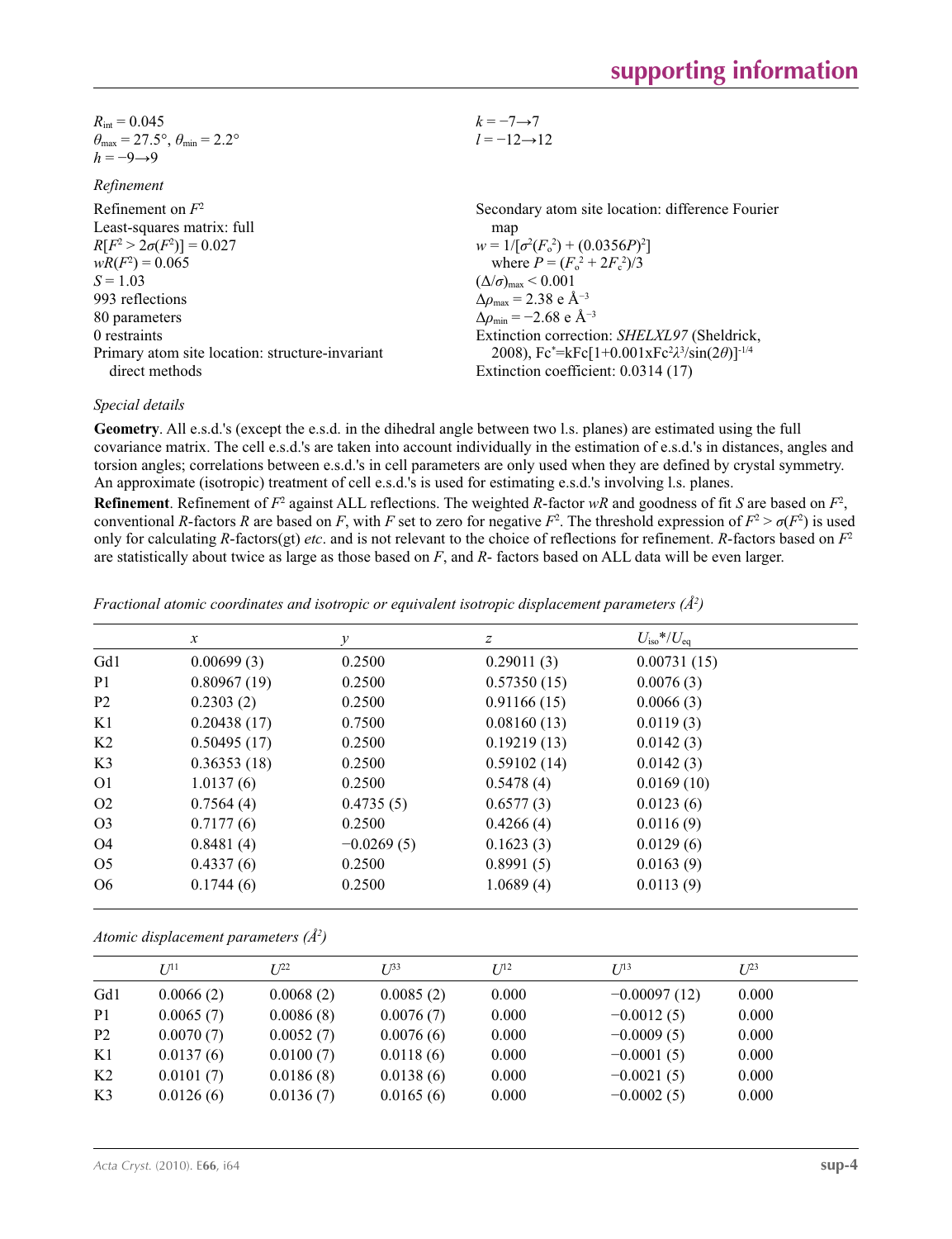$R_{int} = 0.045$
$\theta_{max} = 27.5°$, $\theta_{min} = 2.2°$
$h = -9 \rightarrow 9$
$k = -7 \rightarrow 7$
$l = -12 \rightarrow 12$

*Refinement*

Refinement on $F^2$
Least-squares matrix: full
$R[F^2 > 2\sigma(F^2)] = 0.027$
$wR(F^2) = 0.065$
$S = 1.03$
993 reflections
80 parameters
0 restraints
Primary atom site location: structure-invariant direct methods
Secondary atom site location: difference Fourier map
$w = 1/[\sigma^2(F_o^2) + (0.0356P)^2]$
where $P = (F_o^2 + 2F_c^2)/3$
$(\Delta/\sigma)_{max} < 0.001$
$\Delta\rho_{max} = 2.38$ e Å$^{-3}$
$\Delta\rho_{min} = -2.68$ e Å$^{-3}$
Extinction correction: *SHELXL97* (Sheldrick, 2008), $Fc^* = kFc[1+0.001xFc^2\lambda^3/\sin(2\theta)]^{-1/4}$
Extinction coefficient: 0.0314 (17)

*Special details*

**Geometry**. All e.s.d.'s (except the e.s.d. in the dihedral angle between two l.s. planes) are estimated using the full covariance matrix. The cell e.s.d.'s are taken into account individually in the estimation of e.s.d.'s in distances, angles and torsion angles; correlations between e.s.d.'s in cell parameters are only used when they are defined by crystal symmetry. An approximate (isotropic) treatment of cell e.s.d.'s is used for estimating e.s.d.'s involving l.s. planes.

**Refinement**. Refinement of $F^2$ against ALL reflections. The weighted *R*-factor *wR* and goodness of fit *S* are based on $F^2$, conventional *R*-factors *R* are based on *F*, with *F* set to zero for negative $F^2$. The threshold expression of $F^2 > \sigma(F^2)$ is used only for calculating *R*-factors(gt) *etc*. and is not relevant to the choice of reflections for refinement. *R*-factors based on $F^2$ are statistically about twice as large as those based on *F*, and *R*- factors based on ALL data will be even larger.

*Fractional atomic coordinates and isotropic or equivalent isotropic displacement parameters (Å$^2$)*

| | *x* | *y* | *z* | $U_{iso}$*/$U_{eq}$ |
|---|---|---|---|---|
| Gd1 | 0.00699 (3) | 0.2500 | 0.29011 (3) | 0.00731 (15) |
| P1 | 0.80967 (19) | 0.2500 | 0.57350 (15) | 0.0076 (3) |
| P2 | 0.2303 (2) | 0.2500 | 0.91166 (15) | 0.0066 (3) |
| K1 | 0.20438 (17) | 0.7500 | 0.08160 (13) | 0.0119 (3) |
| K2 | 0.50495 (17) | 0.2500 | 0.19219 (13) | 0.0142 (3) |
| K3 | 0.36353 (18) | 0.2500 | 0.59102 (14) | 0.0142 (3) |
| O1 | 1.0137 (6) | 0.2500 | 0.5478 (4) | 0.0169 (10) |
| O2 | 0.7564 (4) | 0.4735 (5) | 0.6577 (3) | 0.0123 (6) |
| O3 | 0.7177 (6) | 0.2500 | 0.4266 (4) | 0.0116 (9) |
| O4 | 0.8481 (4) | −0.0269 (5) | 0.1623 (3) | 0.0129 (6) |
| O5 | 0.4337 (6) | 0.2500 | 0.8991 (5) | 0.0163 (9) |
| O6 | 0.1744 (6) | 0.2500 | 1.0689 (4) | 0.0113 (9) |

*Atomic displacement parameters (Å$^2$)*

| | $U^{11}$ | $U^{22}$ | $U^{33}$ | $U^{12}$ | $U^{13}$ | $U^{23}$ |
|---|---|---|---|---|---|---|
| Gd1 | 0.0066 (2) | 0.0068 (2) | 0.0085 (2) | 0.000 | −0.00097 (12) | 0.000 |
| P1 | 0.0065 (7) | 0.0086 (8) | 0.0076 (7) | 0.000 | −0.0012 (5) | 0.000 |
| P2 | 0.0070 (7) | 0.0052 (7) | 0.0076 (6) | 0.000 | −0.0009 (5) | 0.000 |
| K1 | 0.0137 (6) | 0.0100 (7) | 0.0118 (6) | 0.000 | −0.0001 (5) | 0.000 |
| K2 | 0.0101 (7) | 0.0186 (8) | 0.0138 (6) | 0.000 | −0.0021 (5) | 0.000 |
| K3 | 0.0126 (6) | 0.0136 (7) | 0.0165 (6) | 0.000 | −0.0002 (5) | 0.000 |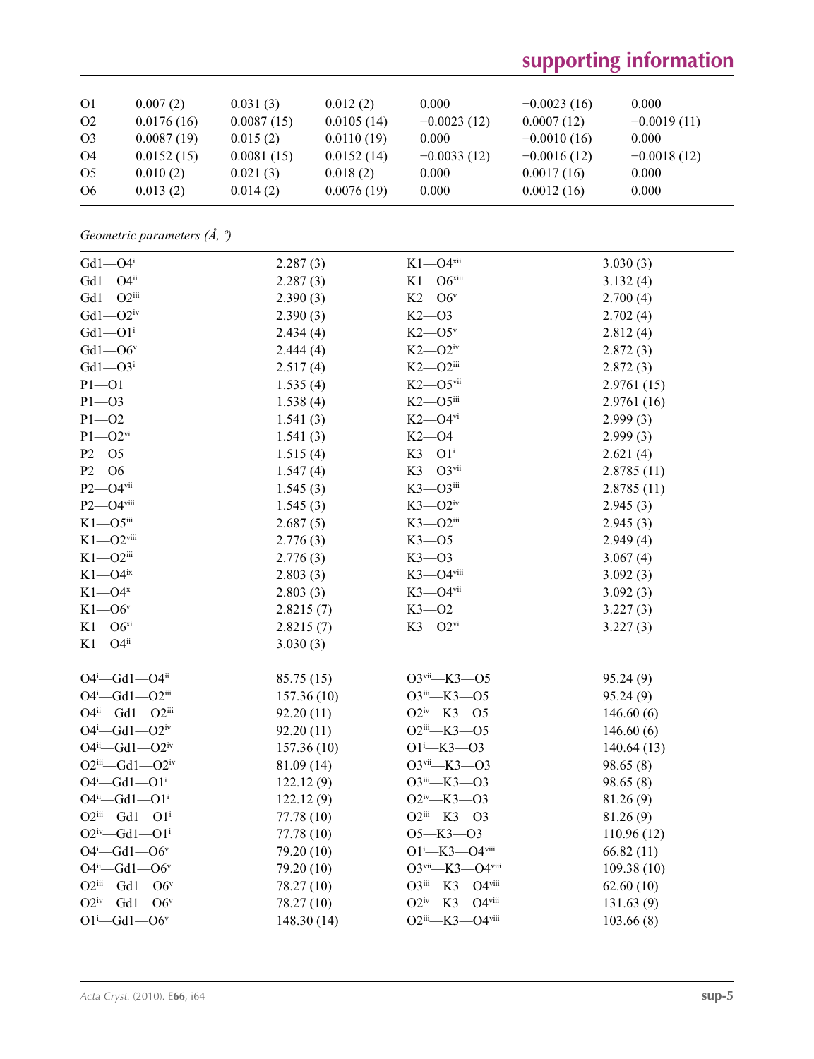| | | | | | | |
|---|---|---|---|---|---|---|
| O1 | 0.007 (2) | 0.031 (3) | 0.012 (2) | 0.000 | −0.0023 (16) | 0.000 |
| O2 | 0.0176 (16) | 0.0087 (15) | 0.0105 (14) | −0.0023 (12) | 0.0007 (12) | −0.0019 (11) |
| O3 | 0.0087 (19) | 0.015 (2) | 0.0110 (19) | 0.000 | −0.0010 (16) | 0.000 |
| O4 | 0.0152 (15) | 0.0081 (15) | 0.0152 (14) | −0.0033 (12) | −0.0016 (12) | −0.0018 (12) |
| O5 | 0.010 (2) | 0.021 (3) | 0.018 (2) | 0.000 | 0.0017 (16) | 0.000 |
| O6 | 0.013 (2) | 0.014 (2) | 0.0076 (19) | 0.000 | 0.0012 (16) | 0.000 |

*Geometric parameters (Å, º)*

| | | | |
|---|---|---|---|
| Gd1—O4$^{i}$ | 2.287 (3) | K1—O4$^{xii}$ | 3.030 (3) |
| Gd1—O4$^{ii}$ | 2.287 (3) | K1—O6$^{xiii}$ | 3.132 (4) |
| Gd1—O2$^{iii}$ | 2.390 (3) | K2—O6$^{v}$ | 2.700 (4) |
| Gd1—O2$^{iv}$ | 2.390 (3) | K2—O3 | 2.702 (4) |
| Gd1—O1$^{i}$ | 2.434 (4) | K2—O5$^{v}$ | 2.812 (4) |
| Gd1—O6$^{v}$ | 2.444 (4) | K2—O2$^{iv}$ | 2.872 (3) |
| Gd1—O3$^{i}$ | 2.517 (4) | K2—O2$^{iii}$ | 2.872 (3) |
| P1—O1 | 1.535 (4) | K2—O5$^{vii}$ | 2.9761 (15) |
| P1—O3 | 1.538 (4) | K2—O5$^{iii}$ | 2.9761 (16) |
| P1—O2 | 1.541 (3) | K2—O4$^{vi}$ | 2.999 (3) |
| P1—O2$^{vi}$ | 1.541 (3) | K2—O4 | 2.999 (3) |
| P2—O5 | 1.515 (4) | K3—O1$^{i}$ | 2.621 (4) |
| P2—O6 | 1.547 (4) | K3—O3$^{vii}$ | 2.8785 (11) |
| P2—O4$^{vii}$ | 1.545 (3) | K3—O3$^{iii}$ | 2.8785 (11) |
| P2—O4$^{viii}$ | 1.545 (3) | K3—O2$^{iv}$ | 2.945 (3) |
| K1—O5$^{iii}$ | 2.687 (5) | K3—O2$^{iii}$ | 2.945 (3) |
| K1—O2$^{viii}$ | 2.776 (3) | K3—O5 | 2.949 (4) |
| K1—O2$^{iii}$ | 2.776 (3) | K3—O3 | 3.067 (4) |
| K1—O4$^{ix}$ | 2.803 (3) | K3—O4$^{viii}$ | 3.092 (3) |
| K1—O4$^{x}$ | 2.803 (3) | K3—O4$^{vii}$ | 3.092 (3) |
| K1—O6$^{v}$ | 2.8215 (7) | K3—O2 | 3.227 (3) |
| K1—O6$^{xi}$ | 2.8215 (7) | K3—O2$^{vi}$ | 3.227 (3) |
| K1—O4$^{ii}$ | 3.030 (3) | | |
| | | | |
| O4$^{i}$—Gd1—O4$^{ii}$ | 85.75 (15) | O3$^{vii}$—K3—O5 | 95.24 (9) |
| O4$^{i}$—Gd1—O2$^{iii}$ | 157.36 (10) | O3$^{iii}$—K3—O5 | 95.24 (9) |
| O4$^{ii}$—Gd1—O2$^{iii}$ | 92.20 (11) | O2$^{iv}$—K3—O5 | 146.60 (6) |
| O4$^{i}$—Gd1—O2$^{iv}$ | 92.20 (11) | O2$^{iii}$—K3—O5 | 146.60 (6) |
| O4$^{ii}$—Gd1—O2$^{iv}$ | 157.36 (10) | O1$^{i}$—K3—O3 | 140.64 (13) |
| O2$^{iii}$—Gd1—O2$^{iv}$ | 81.09 (14) | O3$^{vii}$—K3—O3 | 98.65 (8) |
| O4$^{i}$—Gd1—O1$^{i}$ | 122.12 (9) | O3$^{iii}$—K3—O3 | 98.65 (8) |
| O4$^{ii}$—Gd1—O1$^{i}$ | 122.12 (9) | O2$^{iv}$—K3—O3 | 81.26 (9) |
| O2$^{iii}$—Gd1—O1$^{i}$ | 77.78 (10) | O2$^{iii}$—K3—O3 | 81.26 (9) |
| O2$^{iv}$—Gd1—O1$^{i}$ | 77.78 (10) | O5—K3—O3 | 110.96 (12) |
| O4$^{i}$—Gd1—O6$^{v}$ | 79.20 (10) | O1$^{i}$—K3—O4$^{viii}$ | 66.82 (11) |
| O4$^{ii}$—Gd1—O6$^{v}$ | 79.20 (10) | O3$^{vii}$—K3—O4$^{viii}$ | 109.38 (10) |
| O2$^{iii}$—Gd1—O6$^{v}$ | 78.27 (10) | O3$^{iii}$—K3—O4$^{viii}$ | 62.60 (10) |
| O2$^{iv}$—Gd1—O6$^{v}$ | 78.27 (10) | O2$^{iv}$—K3—O4$^{viii}$ | 131.63 (9) |
| O1$^{i}$—Gd1—O6$^{v}$ | 148.30 (14) | O2$^{iii}$—K3—O4$^{viii}$ | 103.66 (8) |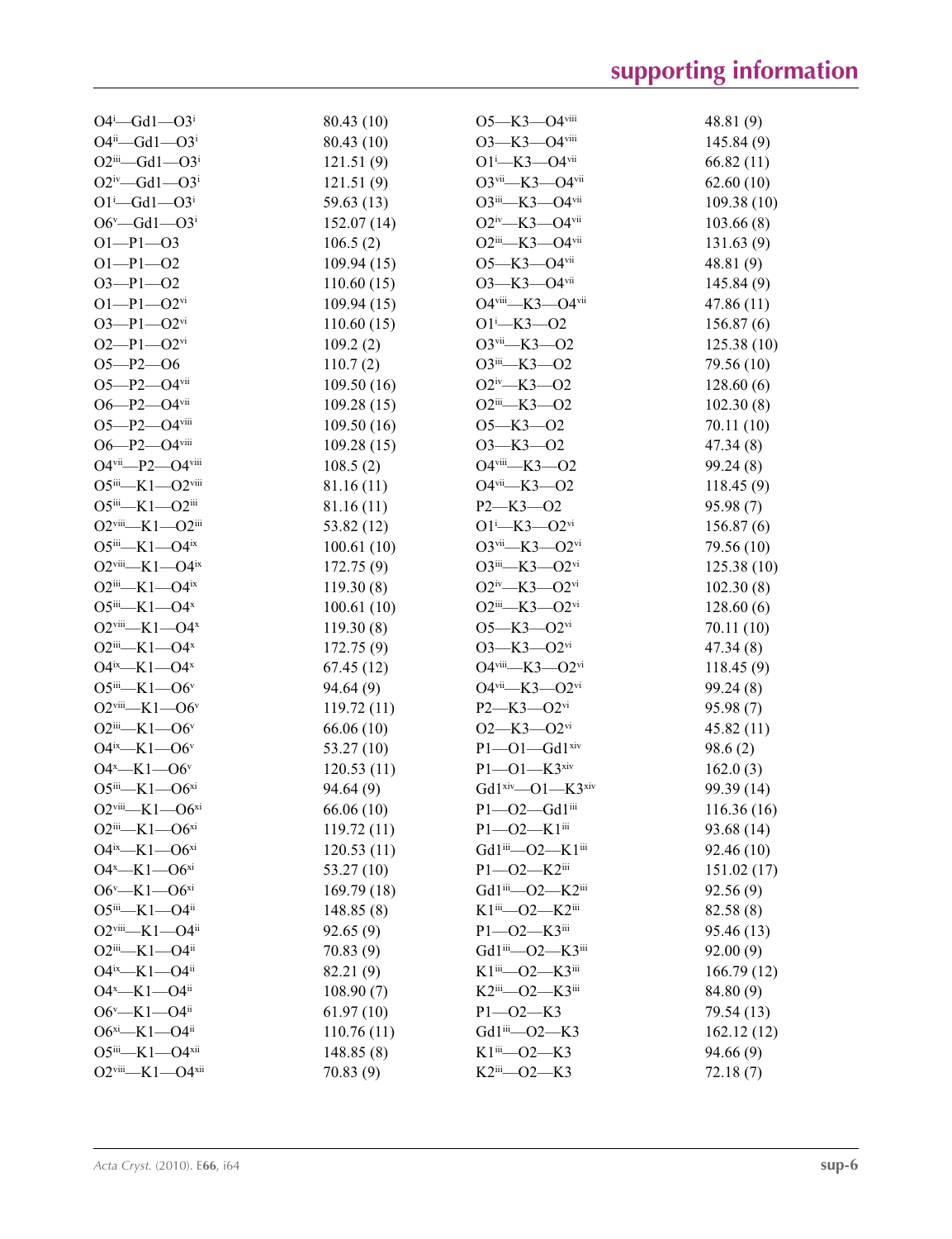| | | | |
|---|---|---|---|
| O4$^{i}$—Gd1—O3$^{i}$ | 80.43 (10) | O5—K3—O4$^{viii}$ | 48.81 (9) |
| O4$^{ii}$—Gd1—O3$^{i}$ | 80.43 (10) | O3—K3—O4$^{viii}$ | 145.84 (9) |
| O2$^{iii}$—Gd1—O3$^{i}$ | 121.51 (9) | O1$^{i}$—K3—O4$^{vii}$ | 66.82 (11) |
| O2$^{iv}$—Gd1—O3$^{i}$ | 121.51 (9) | O3$^{vii}$—K3—O4$^{vii}$ | 62.60 (10) |
| O1$^{i}$—Gd1—O3$^{i}$ | 59.63 (13) | O3$^{iii}$—K3—O4$^{vii}$ | 109.38 (10) |
| O6$^{v}$—Gd1—O3$^{i}$ | 152.07 (14) | O2$^{iv}$—K3—O4$^{vii}$ | 103.66 (8) |
| O1—P1—O3 | 106.5 (2) | O2$^{iii}$—K3—O4$^{vii}$ | 131.63 (9) |
| O1—P1—O2 | 109.94 (15) | O5—K3—O4$^{vii}$ | 48.81 (9) |
| O3—P1—O2 | 110.60 (15) | O3—K3—O4$^{vii}$ | 145.84 (9) |
| O1—P1—O2$^{vi}$ | 109.94 (15) | O4$^{viii}$—K3—O4$^{vii}$ | 47.86 (11) |
| O3—P1—O2$^{vi}$ | 110.60 (15) | O1$^{i}$—K3—O2 | 156.87 (6) |
| O2—P1—O2$^{vi}$ | 109.2 (2) | O3$^{vii}$—K3—O2 | 125.38 (10) |
| O5—P2—O6 | 110.7 (2) | O3$^{iii}$—K3—O2 | 79.56 (10) |
| O5—P2—O4$^{vii}$ | 109.50 (16) | O2$^{iv}$—K3—O2 | 128.60 (6) |
| O6—P2—O4$^{vii}$ | 109.28 (15) | O2$^{iii}$—K3—O2 | 102.30 (8) |
| O5—P2—O4$^{viii}$ | 109.50 (16) | O5—K3—O2 | 70.11 (10) |
| O6—P2—O4$^{viii}$ | 109.28 (15) | O3—K3—O2 | 47.34 (8) |
| O4$^{vii}$—P2—O4$^{viii}$ | 108.5 (2) | O4$^{viii}$—K3—O2 | 99.24 (8) |
| O5$^{iii}$—K1—O2$^{viii}$ | 81.16 (11) | O4$^{vii}$—K3—O2 | 118.45 (9) |
| O5$^{iii}$—K1—O2$^{iii}$ | 81.16 (11) | P2—K3—O2 | 95.98 (7) |
| O2$^{viii}$—K1—O2$^{iii}$ | 53.82 (12) | O1$^{i}$—K3—O2$^{vi}$ | 156.87 (6) |
| O5$^{iii}$—K1—O4$^{ix}$ | 100.61 (10) | O3$^{vii}$—K3—O2$^{vi}$ | 79.56 (10) |
| O2$^{viii}$—K1—O4$^{ix}$ | 172.75 (9) | O3$^{iii}$—K3—O2$^{vi}$ | 125.38 (10) |
| O2$^{iii}$—K1—O4$^{ix}$ | 119.30 (8) | O2$^{iv}$—K3—O2$^{vi}$ | 102.30 (8) |
| O5$^{iii}$—K1—O4$^{x}$ | 100.61 (10) | O2$^{iii}$—K3—O2$^{vi}$ | 128.60 (6) |
| O2$^{viii}$—K1—O4$^{x}$ | 119.30 (8) | O5—K3—O2$^{vi}$ | 70.11 (10) |
| O2$^{iii}$—K1—O4$^{x}$ | 172.75 (9) | O3—K3—O2$^{vi}$ | 47.34 (8) |
| O4$^{ix}$—K1—O4$^{x}$ | 67.45 (12) | O4$^{viii}$—K3—O2$^{vi}$ | 118.45 (9) |
| O5$^{iii}$—K1—O6$^{v}$ | 94.64 (9) | O4$^{vii}$—K3—O2$^{vi}$ | 99.24 (8) |
| O2$^{viii}$—K1—O6$^{v}$ | 119.72 (11) | P2—K3—O2$^{vi}$ | 95.98 (7) |
| O2$^{iii}$—K1—O6$^{v}$ | 66.06 (10) | O2—K3—O2$^{vi}$ | 45.82 (11) |
| O4$^{ix}$—K1—O6$^{v}$ | 53.27 (10) | P1—O1—Gd1$^{xiv}$ | 98.6 (2) |
| O4$^{x}$—K1—O6$^{v}$ | 120.53 (11) | P1—O1—K3$^{xiv}$ | 162.0 (3) |
| O5$^{iii}$—K1—O6$^{xi}$ | 94.64 (9) | Gd1$^{xiv}$—O1—K3$^{xiv}$ | 99.39 (14) |
| O2$^{viii}$—K1—O6$^{xi}$ | 66.06 (10) | P1—O2—Gd1$^{iii}$ | 116.36 (16) |
| O2$^{iii}$—K1—O6$^{xi}$ | 119.72 (11) | P1—O2—K1$^{iii}$ | 93.68 (14) |
| O4$^{ix}$—K1—O6$^{xi}$ | 120.53 (11) | Gd1$^{iii}$—O2—K1$^{iii}$ | 92.46 (10) |
| O4$^{x}$—K1—O6$^{xi}$ | 53.27 (10) | P1—O2—K2$^{iii}$ | 151.02 (17) |
| O6$^{v}$—K1—O6$^{xi}$ | 169.79 (18) | Gd1$^{iii}$—O2—K2$^{iii}$ | 92.56 (9) |
| O5$^{iii}$—K1—O4$^{ii}$ | 148.85 (8) | K1$^{iii}$—O2—K2$^{iii}$ | 82.58 (8) |
| O2$^{viii}$—K1—O4$^{ii}$ | 92.65 (9) | P1—O2—K3$^{iii}$ | 95.46 (13) |
| O2$^{iii}$—K1—O4$^{ii}$ | 70.83 (9) | Gd1$^{iii}$—O2—K3$^{iii}$ | 92.00 (9) |
| O4$^{ix}$—K1—O4$^{ii}$ | 82.21 (9) | K1$^{iii}$—O2—K3$^{iii}$ | 166.79 (12) |
| O4$^{x}$—K1—O4$^{ii}$ | 108.90 (7) | K2$^{iii}$—O2—K3$^{iii}$ | 84.80 (9) |
| O6$^{v}$—K1—O4$^{ii}$ | 61.97 (10) | P1—O2—K3 | 79.54 (13) |
| O6$^{xi}$—K1—O4$^{ii}$ | 110.76 (11) | Gd1$^{iii}$—O2—K3 | 162.12 (12) |
| O5$^{iii}$—K1—O4$^{xii}$ | 148.85 (8) | K1$^{iii}$—O2—K3 | 94.66 (9) |
| O2$^{viii}$—K1—O4$^{xii}$ | 70.83 (9) | K2$^{iii}$—O2—K3 | 72.18 (7) |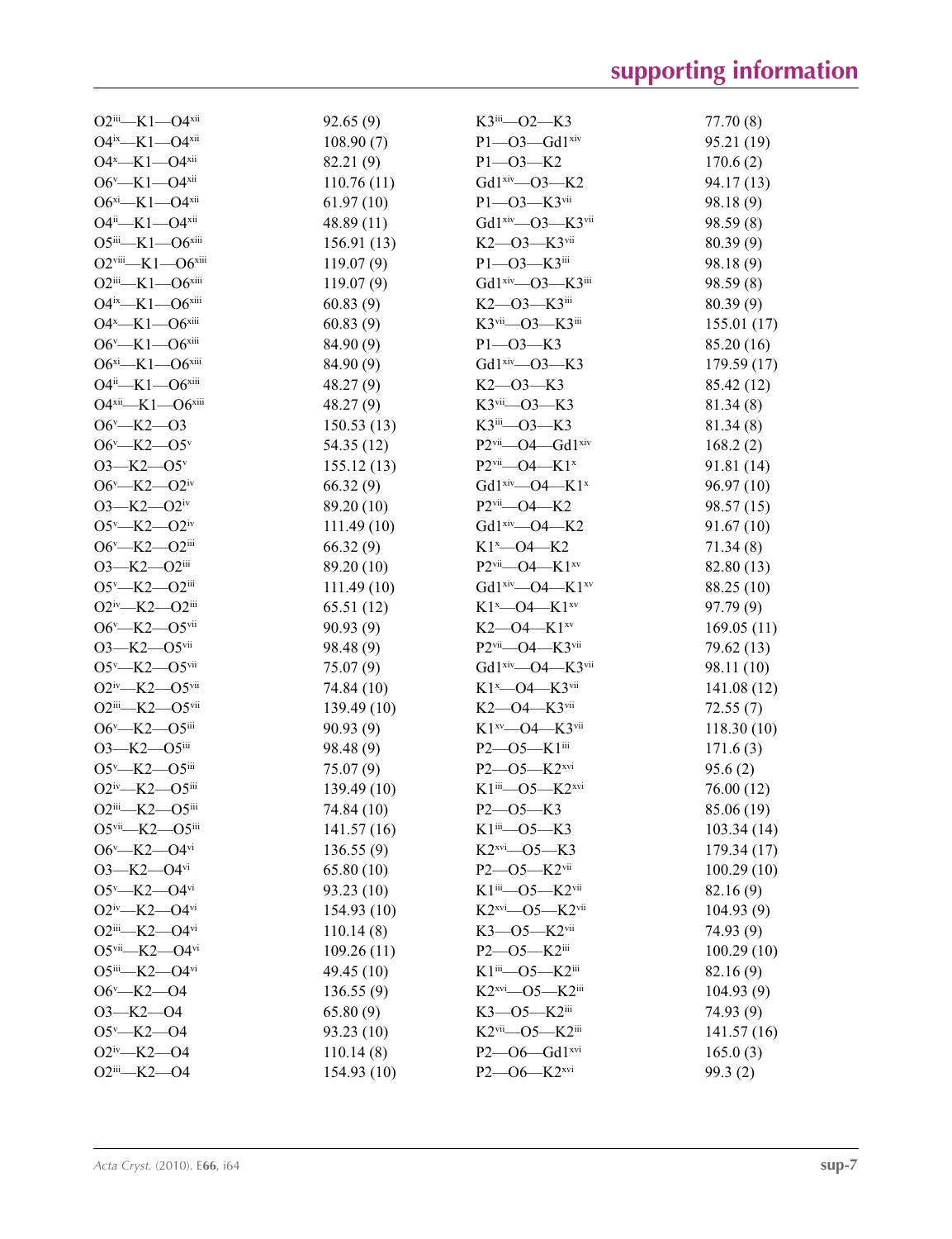| | | | |
|---|---|---|---|
| O2$^{iii}$—K1—O4$^{xii}$ | 92.65 (9) | K3$^{iii}$—O2—K3 | 77.70 (8) |
| O4$^{ix}$—K1—O4$^{xii}$ | 108.90 (7) | P1—O3—Gd1$^{xiv}$ | 95.21 (19) |
| O4$^{x}$—K1—O4$^{xii}$ | 82.21 (9) | P1—O3—K2 | 170.6 (2) |
| O6$^{v}$—K1—O4$^{xii}$ | 110.76 (11) | Gd1$^{xiv}$—O3—K2 | 94.17 (13) |
| O6$^{xi}$—K1—O4$^{xii}$ | 61.97 (10) | P1—O3—K3$^{vii}$ | 98.18 (9) |
| O4$^{ii}$—K1—O4$^{xii}$ | 48.89 (11) | Gd1$^{xiv}$—O3—K3$^{vii}$ | 98.59 (8) |
| O5$^{iii}$—K1—O6$^{xiii}$ | 156.91 (13) | K2—O3—K3$^{vii}$ | 80.39 (9) |
| O2$^{viii}$—K1—O6$^{xiii}$ | 119.07 (9) | P1—O3—K3$^{iii}$ | 98.18 (9) |
| O2$^{iii}$—K1—O6$^{xiii}$ | 119.07 (9) | Gd1$^{xiv}$—O3—K3$^{iii}$ | 98.59 (8) |
| O4$^{ix}$—K1—O6$^{xiii}$ | 60.83 (9) | K2—O3—K3$^{iii}$ | 80.39 (9) |
| O4$^{x}$—K1—O6$^{xiii}$ | 60.83 (9) | K3$^{vii}$—O3—K3$^{iii}$ | 155.01 (17) |
| O6$^{v}$—K1—O6$^{xiii}$ | 84.90 (9) | P1—O3—K3 | 85.20 (16) |
| O6$^{xi}$—K1—O6$^{xiii}$ | 84.90 (9) | Gd1$^{xiv}$—O3—K3 | 179.59 (17) |
| O4$^{ii}$—K1—O6$^{xiii}$ | 48.27 (9) | K2—O3—K3 | 85.42 (12) |
| O4$^{xii}$—K1—O6$^{xiii}$ | 48.27 (9) | K3$^{vii}$—O3—K3 | 81.34 (8) |
| O6$^{v}$—K2—O3 | 150.53 (13) | K3$^{iii}$—O3—K3 | 81.34 (8) |
| O6$^{v}$—K2—O5$^{v}$ | 54.35 (12) | P2$^{vii}$—O4—Gd1$^{xiv}$ | 168.2 (2) |
| O3—K2—O5$^{v}$ | 155.12 (13) | P2$^{vii}$—O4—K1$^{x}$ | 91.81 (14) |
| O6$^{v}$—K2—O2$^{iv}$ | 66.32 (9) | Gd1$^{xiv}$—O4—K1$^{x}$ | 96.97 (10) |
| O3—K2—O2$^{iv}$ | 89.20 (10) | P2$^{vii}$—O4—K2 | 98.57 (15) |
| O5$^{v}$—K2—O2$^{iv}$ | 111.49 (10) | Gd1$^{xiv}$—O4—K2 | 91.67 (10) |
| O6$^{v}$—K2—O2$^{iii}$ | 66.32 (9) | K1$^{x}$—O4—K2 | 71.34 (8) |
| O3—K2—O2$^{iii}$ | 89.20 (10) | P2$^{vii}$—O4—K1$^{xv}$ | 82.80 (13) |
| O5$^{v}$—K2—O2$^{iii}$ | 111.49 (10) | Gd1$^{xiv}$—O4—K1$^{xv}$ | 88.25 (10) |
| O2$^{iv}$—K2—O2$^{iii}$ | 65.51 (12) | K1$^{x}$—O4—K1$^{xv}$ | 97.79 (9) |
| O6$^{v}$—K2—O5$^{vii}$ | 90.93 (9) | K2—O4—K1$^{xv}$ | 169.05 (11) |
| O3—K2—O5$^{vii}$ | 98.48 (9) | P2$^{vii}$—O4—K3$^{vii}$ | 79.62 (13) |
| O5$^{v}$—K2—O5$^{vii}$ | 75.07 (9) | Gd1$^{xiv}$—O4—K3$^{vii}$ | 98.11 (10) |
| O2$^{iv}$—K2—O5$^{vii}$ | 74.84 (10) | K1$^{x}$—O4—K3$^{vii}$ | 141.08 (12) |
| O2$^{iii}$—K2—O5$^{vii}$ | 139.49 (10) | K2—O4—K3$^{vii}$ | 72.55 (7) |
| O6$^{v}$—K2—O5$^{iii}$ | 90.93 (9) | K1$^{xv}$—O4—K3$^{vii}$ | 118.30 (10) |
| O3—K2—O5$^{iii}$ | 98.48 (9) | P2—O5—K1$^{iii}$ | 171.6 (3) |
| O5$^{v}$—K2—O5$^{iii}$ | 75.07 (9) | P2—O5—K2$^{xvi}$ | 95.6 (2) |
| O2$^{iv}$—K2—O5$^{iii}$ | 139.49 (10) | K1$^{iii}$—O5—K2$^{xvi}$ | 76.00 (12) |
| O2$^{iii}$—K2—O5$^{iii}$ | 74.84 (10) | P2—O5—K3 | 85.06 (19) |
| O5$^{vii}$—K2—O5$^{iii}$ | 141.57 (16) | K1$^{iii}$—O5—K3 | 103.34 (14) |
| O6$^{v}$—K2—O4$^{vi}$ | 136.55 (9) | K2$^{xvi}$—O5—K3 | 179.34 (17) |
| O3—K2—O4$^{vi}$ | 65.80 (10) | P2—O5—K2$^{vii}$ | 100.29 (10) |
| O5$^{v}$—K2—O4$^{vi}$ | 93.23 (10) | K1$^{iii}$—O5—K2$^{vii}$ | 82.16 (9) |
| O2$^{iv}$—K2—O4$^{vi}$ | 154.93 (10) | K2$^{xvi}$—O5—K2$^{vii}$ | 104.93 (9) |
| O2$^{iii}$—K2—O4$^{vi}$ | 110.14 (8) | K3—O5—K2$^{vii}$ | 74.93 (9) |
| O5$^{vii}$—K2—O4$^{vi}$ | 109.26 (11) | P2—O5—K2$^{iii}$ | 100.29 (10) |
| O5$^{iii}$—K2—O4$^{vi}$ | 49.45 (10) | K1$^{iii}$—O5—K2$^{iii}$ | 82.16 (9) |
| O6$^{v}$—K2—O4 | 136.55 (9) | K2$^{xvi}$—O5—K2$^{iii}$ | 104.93 (9) |
| O3—K2—O4 | 65.80 (9) | K3—O5—K2$^{iii}$ | 74.93 (9) |
| O5$^{v}$—K2—O4 | 93.23 (10) | K2$^{vii}$—O5—K2$^{iii}$ | 141.57 (16) |
| O2$^{iv}$—K2—O4 | 110.14 (8) | P2—O6—Gd1$^{xvi}$ | 165.0 (3) |
| O2$^{iii}$—K2—O4 | 154.93 (10) | P2—O6—K2$^{xvi}$ | 99.3 (2) |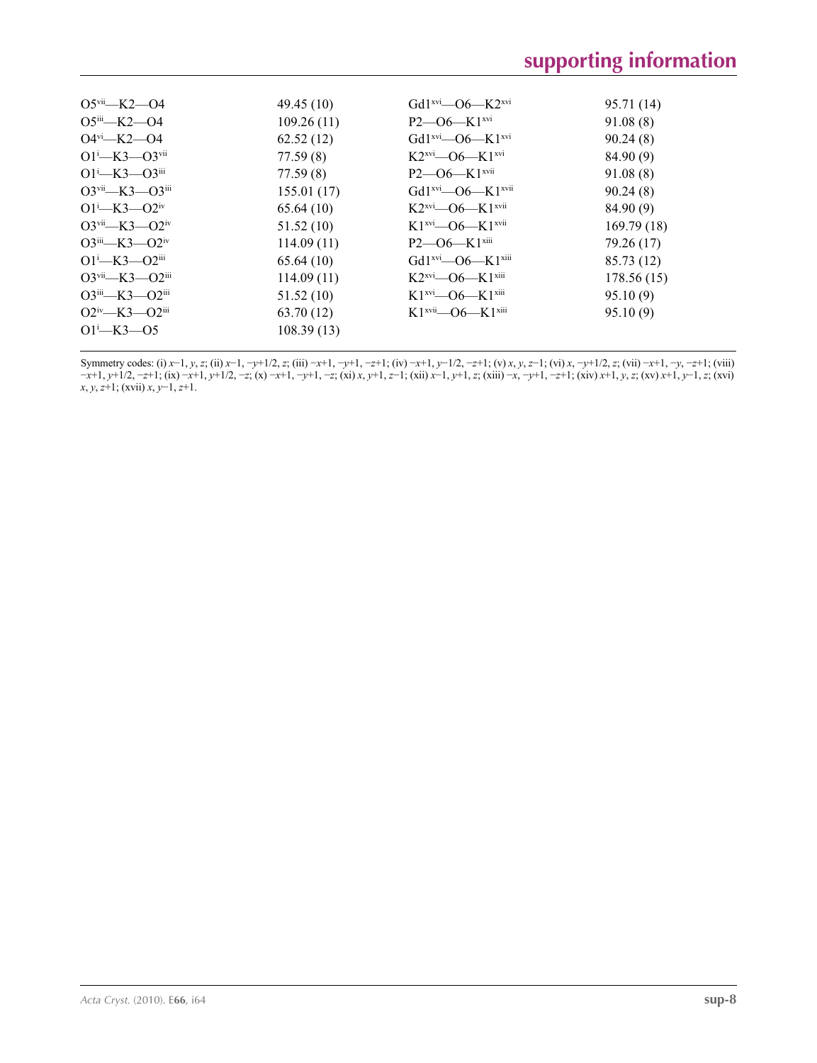| | | | |
|---|---|---|---|
| O5$^{vii}$—K2—O4 | 49.45 (10) | Gd1$^{xvi}$—O6—K2$^{xvi}$ | 95.71 (14) |
| O5$^{iii}$—K2—O4 | 109.26 (11) | P2—O6—K1$^{xvi}$ | 91.08 (8) |
| O4$^{vi}$—K2—O4 | 62.52 (12) | Gd1$^{xvi}$—O6—K1$^{xvi}$ | 90.24 (8) |
| O1$^{i}$—K3—O3$^{vii}$ | 77.59 (8) | K2$^{xvi}$—O6—K1$^{xvi}$ | 84.90 (9) |
| O1$^{i}$—K3—O3$^{iii}$ | 77.59 (8) | P2—O6—K1$^{xvii}$ | 91.08 (8) |
| O3$^{vii}$—K3—O3$^{iii}$ | 155.01 (17) | Gd1$^{xvi}$—O6—K1$^{xvii}$ | 90.24 (8) |
| O1$^{i}$—K3—O2$^{iv}$ | 65.64 (10) | K2$^{xvi}$—O6—K1$^{xvii}$ | 84.90 (9) |
| O3$^{vii}$—K3—O2$^{iv}$ | 51.52 (10) | K1$^{xvi}$—O6—K1$^{xvii}$ | 169.79 (18) |
| O3$^{iii}$—K3—O2$^{iv}$ | 114.09 (11) | P2—O6—K1$^{xiii}$ | 79.26 (17) |
| O1$^{i}$—K3—O2$^{iii}$ | 65.64 (10) | Gd1$^{xvi}$—O6—K1$^{xiii}$ | 85.73 (12) |
| O3$^{vii}$—K3—O2$^{iii}$ | 114.09 (11) | K2$^{xvi}$—O6—K1$^{xiii}$ | 178.56 (15) |
| O3$^{iii}$—K3—O2$^{iii}$ | 51.52 (10) | K1$^{xvi}$—O6—K1$^{xiii}$ | 95.10 (9) |
| O2$^{iv}$—K3—O2$^{iii}$ | 63.70 (12) | K1$^{xvii}$—O6—K1$^{xiii}$ | 95.10 (9) |
| O1$^{i}$—K3—O5 | 108.39 (13) | | |

Symmetry codes: (i) $x-1, y, z$; (ii) $x-1, -y+1/2, z$; (iii) $-x+1, -y+1, -z+1$; (iv) $-x+1, y-1/2, -z+1$; (v) $x, y, z-1$; (vi) $x, -y+1/2, z$; (vii) $-x+1, -y, -z+1$; (viii) $-x+1, y+1/2, -z+1$; (ix) $-x+1, y+1/2, -z$; (x) $-x+1, -y+1, -z$; (xi) $x, y+1, z-1$; (xii) $x-1, y+1, z$; (xiii) $-x, -y+1, -z+1$; (xiv) $x+1, y, z$; (xv) $x+1, y-1, z$; (xvi) $x, y, z+1$; (xvii) $x, y-1, z+1$.